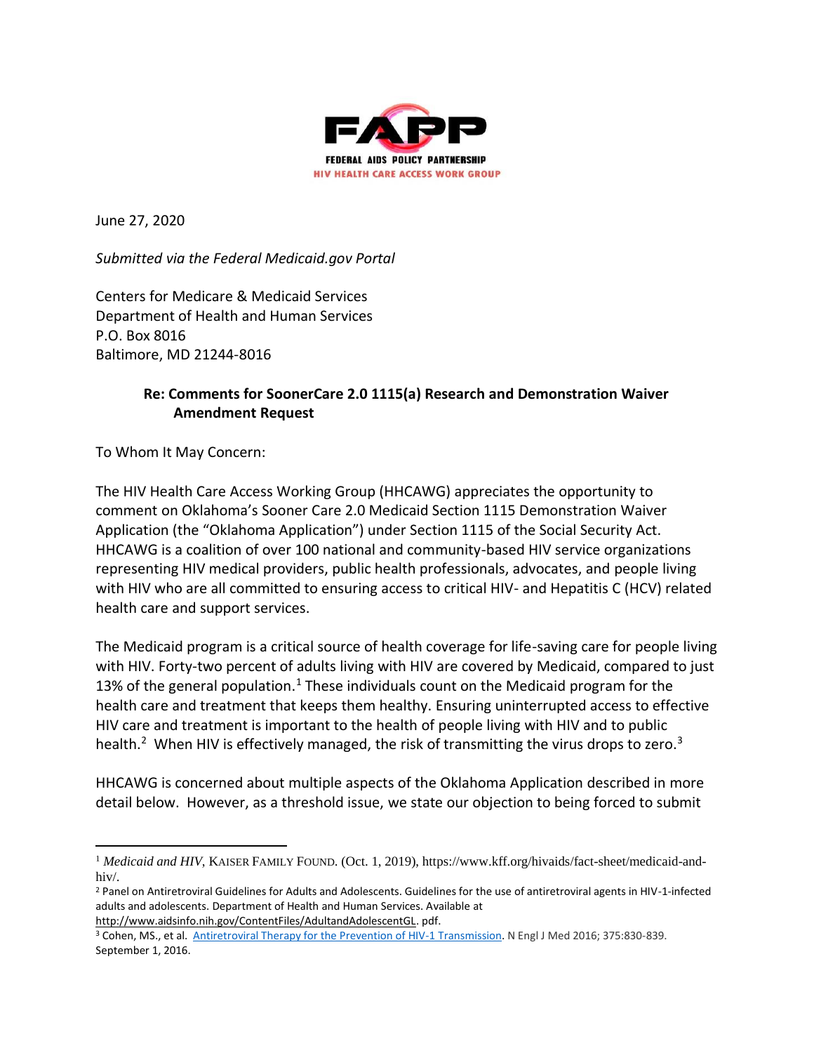FAPP

FEDERAL AIDS POLICY PARTNERSHIP

HIV HEALTH CARE ACCESS WORK GROUP

June 27, 2020

*Submitted via the Federal Medicaid.gov Portal*

Centers for Medicare & Medicaid Services
Department of Health and Human Services
P.O. Box 8016
Baltimore, MD 21244-8016

**Re: Comments for SoonerCare 2.0 1115(a) Research and Demonstration Waiver Amendment Request**

To Whom It May Concern:

The HIV Health Care Access Working Group (HHCAWG) appreciates the opportunity to comment on Oklahoma's Sooner Care 2.0 Medicaid Section 1115 Demonstration Waiver Application (the "Oklahoma Application") under Section 1115 of the Social Security Act. HHCAWG is a coalition of over 100 national and community-based HIV service organizations representing HIV medical providers, public health professionals, advocates, and people living with HIV who are all committed to ensuring access to critical HIV- and Hepatitis C (HCV) related health care and support services.

The Medicaid program is a critical source of health coverage for life-saving care for people living with HIV. Forty-two percent of adults living with HIV are covered by Medicaid, compared to just 13% of the general population.[1] These individuals count on the Medicaid program for the health care and treatment that keeps them healthy. Ensuring uninterrupted access to effective HIV care and treatment is important to the health of people living with HIV and to public health.[2] When HIV is effectively managed, the risk of transmitting the virus drops to zero.[3]

HHCAWG is concerned about multiple aspects of the Oklahoma Application described in more detail below. However, as a threshold issue, we state our objection to being forced to submit

---

[1] *Medicaid and HIV*, KAISER FAMILY FOUND. (Oct. 1, 2019), https://www.kff.org/hivaids/fact-sheet/medicaid-and-hiv/.

[2] Panel on Antiretroviral Guidelines for Adults and Adolescents. Guidelines for the use of antiretroviral agents in HIV-1-infected adults and adolescents. Department of Health and Human Services. Available at http://www.aidsinfo.nih.gov/ContentFiles/AdultandAdolescentGL. pdf.

[3] Cohen, MS., et al. Antiretroviral Therapy for the Prevention of HIV-1 Transmission. N Engl J Med 2016; 375:830-839. September 1, 2016.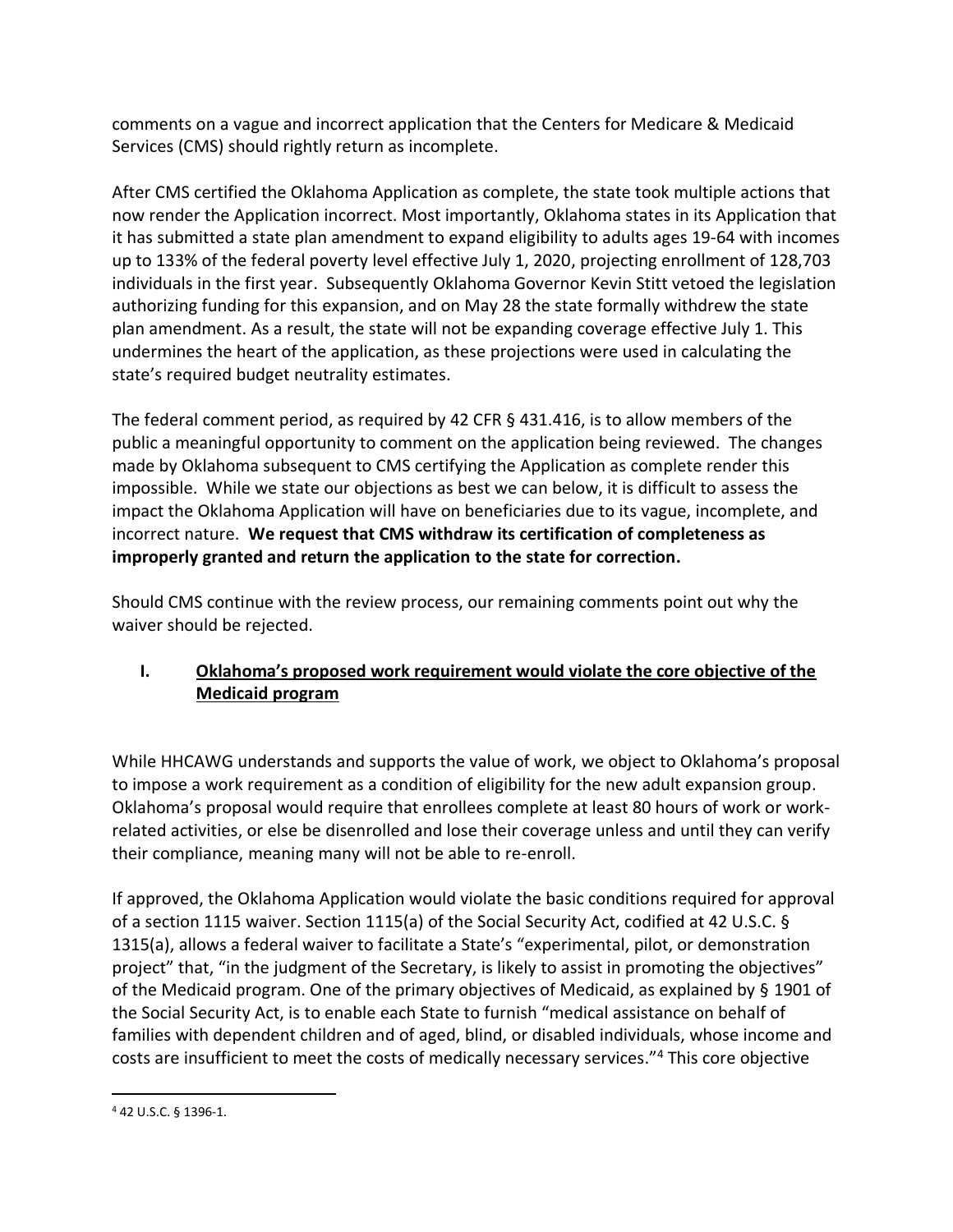comments on a vague and incorrect application that the Centers for Medicare & Medicaid Services (CMS) should rightly return as incomplete.

After CMS certified the Oklahoma Application as complete, the state took multiple actions that now render the Application incorrect. Most importantly, Oklahoma states in its Application that it has submitted a state plan amendment to expand eligibility to adults ages 19-64 with incomes up to 133% of the federal poverty level effective July 1, 2020, projecting enrollment of 128,703 individuals in the first year. Subsequently Oklahoma Governor Kevin Stitt vetoed the legislation authorizing funding for this expansion, and on May 28 the state formally withdrew the state plan amendment. As a result, the state will not be expanding coverage effective July 1. This undermines the heart of the application, as these projections were used in calculating the state's required budget neutrality estimates.

The federal comment period, as required by 42 CFR § 431.416, is to allow members of the public a meaningful opportunity to comment on the application being reviewed. The changes made by Oklahoma subsequent to CMS certifying the Application as complete render this impossible. While we state our objections as best we can below, it is difficult to assess the impact the Oklahoma Application will have on beneficiaries due to its vague, incomplete, and incorrect nature. **We request that CMS withdraw its certification of completeness as improperly granted and return the application to the state for correction.**

Should CMS continue with the review process, our remaining comments point out why the waiver should be rejected.

## I. <u>Oklahoma's proposed work requirement would violate the core objective of the Medicaid program</u>

While HHCAWG understands and supports the value of work, we object to Oklahoma's proposal to impose a work requirement as a condition of eligibility for the new adult expansion group. Oklahoma's proposal would require that enrollees complete at least 80 hours of work or work-related activities, or else be disenrolled and lose their coverage unless and until they can verify their compliance, meaning many will not be able to re-enroll.

If approved, the Oklahoma Application would violate the basic conditions required for approval of a section 1115 waiver. Section 1115(a) of the Social Security Act, codified at 42 U.S.C. § 1315(a), allows a federal waiver to facilitate a State's "experimental, pilot, or demonstration project" that, "in the judgment of the Secretary, is likely to assist in promoting the objectives" of the Medicaid program. One of the primary objectives of Medicaid, as explained by § 1901 of the Social Security Act, is to enable each State to furnish "medical assistance on behalf of families with dependent children and of aged, blind, or disabled individuals, whose income and costs are insufficient to meet the costs of medically necessary services."[4] This core objective

[4] 42 U.S.C. § 1396-1.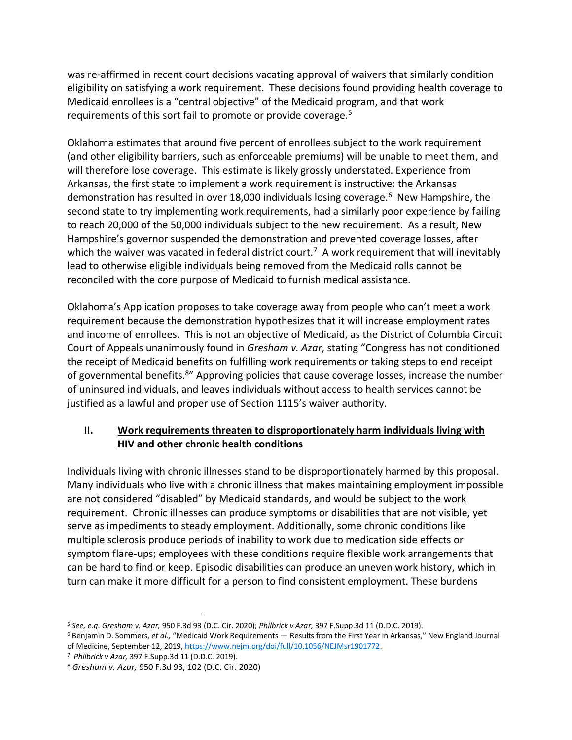was re-affirmed in recent court decisions vacating approval of waivers that similarly condition eligibility on satisfying a work requirement. These decisions found providing health coverage to Medicaid enrollees is a "central objective" of the Medicaid program, and that work requirements of this sort fail to promote or provide coverage.[5]

Oklahoma estimates that around five percent of enrollees subject to the work requirement (and other eligibility barriers, such as enforceable premiums) will be unable to meet them, and will therefore lose coverage. This estimate is likely grossly understated. Experience from Arkansas, the first state to implement a work requirement is instructive: the Arkansas demonstration has resulted in over 18,000 individuals losing coverage.[6] New Hampshire, the second state to try implementing work requirements, had a similarly poor experience by failing to reach 20,000 of the 50,000 individuals subject to the new requirement. As a result, New Hampshire's governor suspended the demonstration and prevented coverage losses, after which the waiver was vacated in federal district court.[7] A work requirement that will inevitably lead to otherwise eligible individuals being removed from the Medicaid rolls cannot be reconciled with the core purpose of Medicaid to furnish medical assistance.

Oklahoma's Application proposes to take coverage away from people who can't meet a work requirement because the demonstration hypothesizes that it will increase employment rates and income of enrollees. This is not an objective of Medicaid, as the District of Columbia Circuit Court of Appeals unanimously found in *Gresham v. Azar*, stating "Congress has not conditioned the receipt of Medicaid benefits on fulfilling work requirements or taking steps to end receipt of governmental benefits.[8]" Approving policies that cause coverage losses, increase the number of uninsured individuals, and leaves individuals without access to health services cannot be justified as a lawful and proper use of Section 1115's waiver authority.

## II. <u>Work requirements threaten to disproportionately harm individuals living with HIV and other chronic health conditions</u>

Individuals living with chronic illnesses stand to be disproportionately harmed by this proposal. Many individuals who live with a chronic illness that makes maintaining employment impossible are not considered "disabled" by Medicaid standards, and would be subject to the work requirement. Chronic illnesses can produce symptoms or disabilities that are not visible, yet serve as impediments to steady employment. Additionally, some chronic conditions like multiple sclerosis produce periods of inability to work due to medication side effects or symptom flare-ups; employees with these conditions require flexible work arrangements that can be hard to find or keep. Episodic disabilities can produce an uneven work history, which in turn can make it more difficult for a person to find consistent employment. These burdens

---

[5] *See, e.g. Gresham v. Azar,* 950 F.3d 93 (D.C. Cir. 2020); *Philbrick v Azar,* 397 F.Supp.3d 11 (D.D.C. 2019).

[6] Benjamin D. Sommers, *et al.,* "Medicaid Work Requirements — Results from the First Year in Arkansas," New England Journal of Medicine, September 12, 2019, https://www.nejm.org/doi/full/10.1056/NEJMsr1901772.

[7] *Philbrick v Azar,* 397 F.Supp.3d 11 (D.D.C. 2019).

[8] *Gresham v. Azar,* 950 F.3d 93, 102 (D.C. Cir. 2020)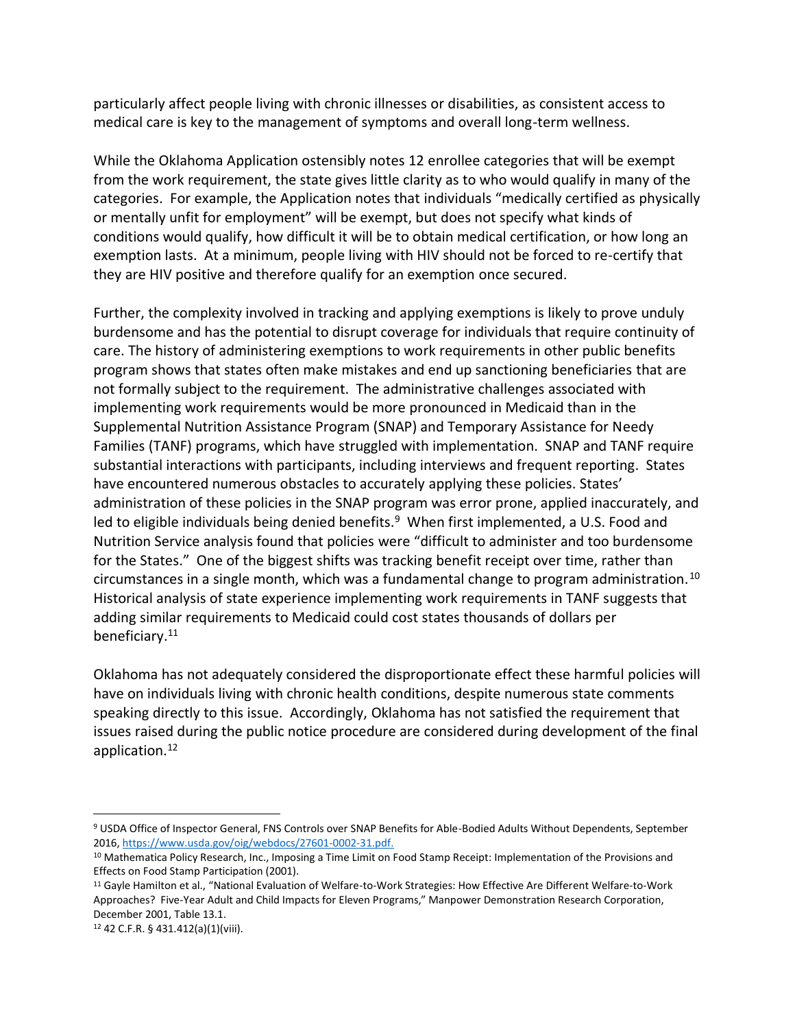particularly affect people living with chronic illnesses or disabilities, as consistent access to medical care is key to the management of symptoms and overall long-term wellness.

While the Oklahoma Application ostensibly notes 12 enrollee categories that will be exempt from the work requirement, the state gives little clarity as to who would qualify in many of the categories. For example, the Application notes that individuals "medically certified as physically or mentally unfit for employment" will be exempt, but does not specify what kinds of conditions would qualify, how difficult it will be to obtain medical certification, or how long an exemption lasts. At a minimum, people living with HIV should not be forced to re-certify that they are HIV positive and therefore qualify for an exemption once secured.

Further, the complexity involved in tracking and applying exemptions is likely to prove unduly burdensome and has the potential to disrupt coverage for individuals that require continuity of care. The history of administering exemptions to work requirements in other public benefits program shows that states often make mistakes and end up sanctioning beneficiaries that are not formally subject to the requirement. The administrative challenges associated with implementing work requirements would be more pronounced in Medicaid than in the Supplemental Nutrition Assistance Program (SNAP) and Temporary Assistance for Needy Families (TANF) programs, which have struggled with implementation. SNAP and TANF require substantial interactions with participants, including interviews and frequent reporting. States have encountered numerous obstacles to accurately applying these policies. States' administration of these policies in the SNAP program was error prone, applied inaccurately, and led to eligible individuals being denied benefits.[9] When first implemented, a U.S. Food and Nutrition Service analysis found that policies were "difficult to administer and too burdensome for the States." One of the biggest shifts was tracking benefit receipt over time, rather than circumstances in a single month, which was a fundamental change to program administration.[10] Historical analysis of state experience implementing work requirements in TANF suggests that adding similar requirements to Medicaid could cost states thousands of dollars per beneficiary.[11]

Oklahoma has not adequately considered the disproportionate effect these harmful policies will have on individuals living with chronic health conditions, despite numerous state comments speaking directly to this issue. Accordingly, Oklahoma has not satisfied the requirement that issues raised during the public notice procedure are considered during development of the final application.[12]

---

[9] USDA Office of Inspector General, FNS Controls over SNAP Benefits for Able-Bodied Adults Without Dependents, September 2016, https://www.usda.gov/oig/webdocs/27601-0002-31.pdf.

[10] Mathematica Policy Research, Inc., Imposing a Time Limit on Food Stamp Receipt: Implementation of the Provisions and Effects on Food Stamp Participation (2001).

[11] Gayle Hamilton et al., "National Evaluation of Welfare-to-Work Strategies: How Effective Are Different Welfare-to-Work Approaches? Five-Year Adult and Child Impacts for Eleven Programs," Manpower Demonstration Research Corporation, December 2001, Table 13.1.

[12] 42 C.F.R. § 431.412(a)(1)(viii).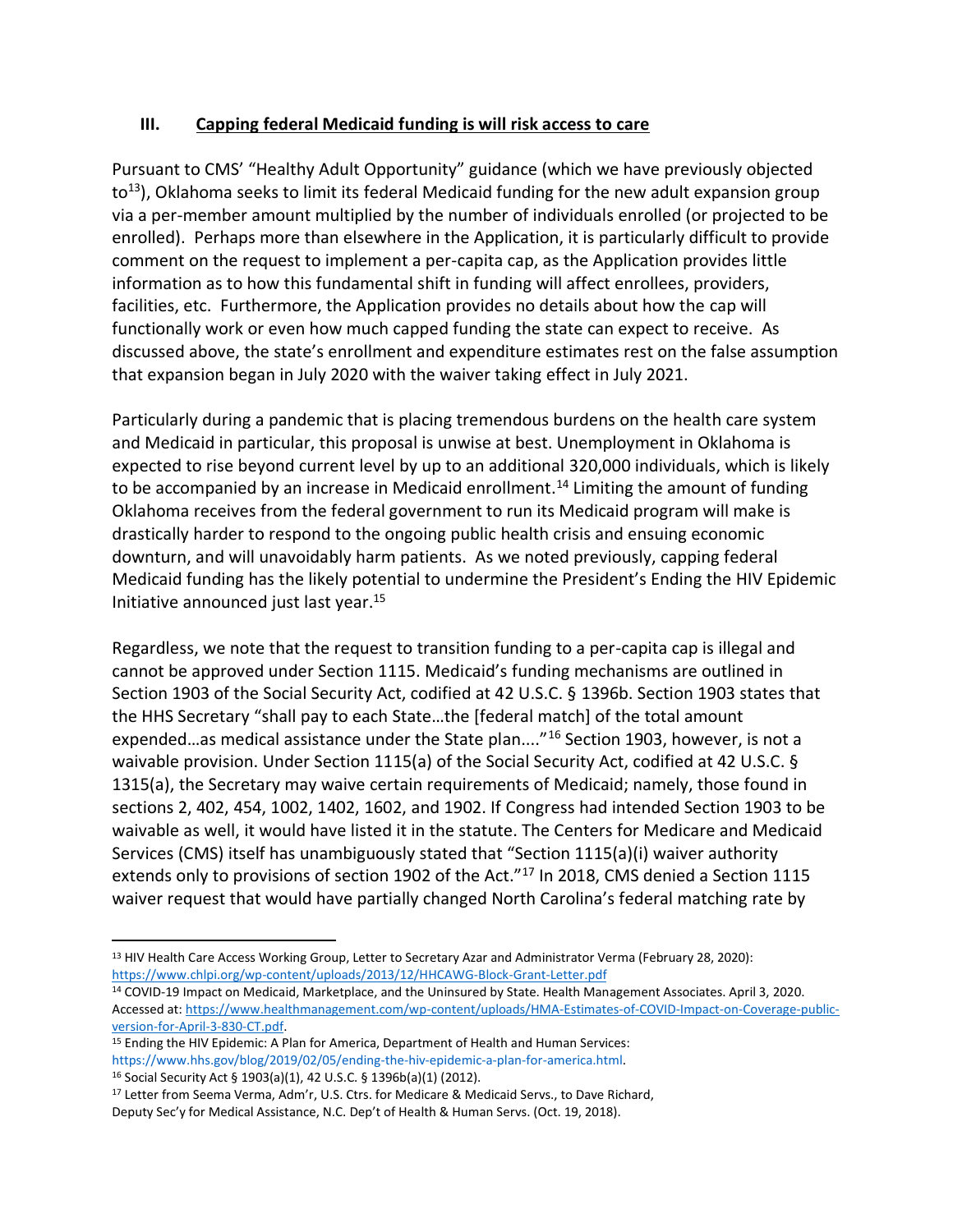### III. Capping federal Medicaid funding is will risk access to care

Pursuant to CMS' "Healthy Adult Opportunity" guidance (which we have previously objected to[13]), Oklahoma seeks to limit its federal Medicaid funding for the new adult expansion group via a per-member amount multiplied by the number of individuals enrolled (or projected to be enrolled). Perhaps more than elsewhere in the Application, it is particularly difficult to provide comment on the request to implement a per-capita cap, as the Application provides little information as to how this fundamental shift in funding will affect enrollees, providers, facilities, etc. Furthermore, the Application provides no details about how the cap will functionally work or even how much capped funding the state can expect to receive. As discussed above, the state's enrollment and expenditure estimates rest on the false assumption that expansion began in July 2020 with the waiver taking effect in July 2021.

Particularly during a pandemic that is placing tremendous burdens on the health care system and Medicaid in particular, this proposal is unwise at best. Unemployment in Oklahoma is expected to rise beyond current level by up to an additional 320,000 individuals, which is likely to be accompanied by an increase in Medicaid enrollment.[14] Limiting the amount of funding Oklahoma receives from the federal government to run its Medicaid program will make is drastically harder to respond to the ongoing public health crisis and ensuing economic downturn, and will unavoidably harm patients. As we noted previously, capping federal Medicaid funding has the likely potential to undermine the President's Ending the HIV Epidemic Initiative announced just last year.[15]

Regardless, we note that the request to transition funding to a per-capita cap is illegal and cannot be approved under Section 1115. Medicaid's funding mechanisms are outlined in Section 1903 of the Social Security Act, codified at 42 U.S.C. § 1396b. Section 1903 states that the HHS Secretary "shall pay to each State…the [federal match] of the total amount expended…as medical assistance under the State plan...."[16] Section 1903, however, is not a waivable provision. Under Section 1115(a) of the Social Security Act, codified at 42 U.S.C. § 1315(a), the Secretary may waive certain requirements of Medicaid; namely, those found in sections 2, 402, 454, 1002, 1402, 1602, and 1902. If Congress had intended Section 1903 to be waivable as well, it would have listed it in the statute. The Centers for Medicare and Medicaid Services (CMS) itself has unambiguously stated that "Section 1115(a)(i) waiver authority extends only to provisions of section 1902 of the Act."[17] In 2018, CMS denied a Section 1115 waiver request that would have partially changed North Carolina's federal matching rate by

---

[13] HIV Health Care Access Working Group, Letter to Secretary Azar and Administrator Verma (February 28, 2020): https://www.chlpi.org/wp-content/uploads/2013/12/HHCAWG-Block-Grant-Letter.pdf

[14] COVID-19 Impact on Medicaid, Marketplace, and the Uninsured by State. Health Management Associates. April 3, 2020. Accessed at: https://www.healthmanagement.com/wp-content/uploads/HMA-Estimates-of-COVID-Impact-on-Coverage-public-version-for-April-3-830-CT.pdf.

[15] Ending the HIV Epidemic: A Plan for America, Department of Health and Human Services: https://www.hhs.gov/blog/2019/02/05/ending-the-hiv-epidemic-a-plan-for-america.html.

[16] Social Security Act § 1903(a)(1), 42 U.S.C. § 1396b(a)(1) (2012).

[17] Letter from Seema Verma, Adm'r, U.S. Ctrs. for Medicare & Medicaid Servs., to Dave Richard, Deputy Sec'y for Medical Assistance, N.C. Dep't of Health & Human Servs. (Oct. 19, 2018).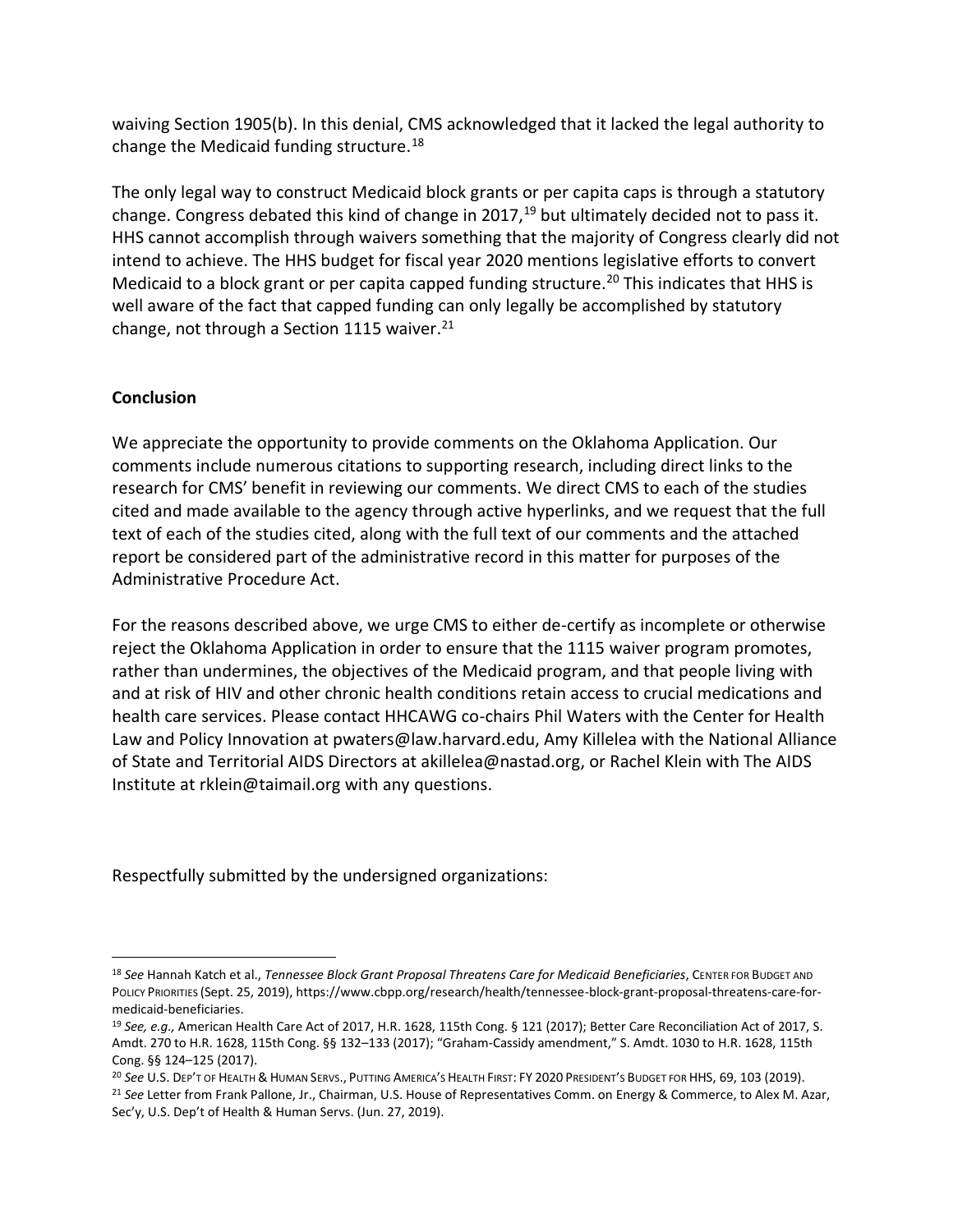waiving Section 1905(b). In this denial, CMS acknowledged that it lacked the legal authority to change the Medicaid funding structure.[18]

The only legal way to construct Medicaid block grants or per capita caps is through a statutory change. Congress debated this kind of change in 2017,[19] but ultimately decided not to pass it. HHS cannot accomplish through waivers something that the majority of Congress clearly did not intend to achieve. The HHS budget for fiscal year 2020 mentions legislative efforts to convert Medicaid to a block grant or per capita capped funding structure.[20] This indicates that HHS is well aware of the fact that capped funding can only legally be accomplished by statutory change, not through a Section 1115 waiver.[21]

**Conclusion**

We appreciate the opportunity to provide comments on the Oklahoma Application. Our comments include numerous citations to supporting research, including direct links to the research for CMS' benefit in reviewing our comments. We direct CMS to each of the studies cited and made available to the agency through active hyperlinks, and we request that the full text of each of the studies cited, along with the full text of our comments and the attached report be considered part of the administrative record in this matter for purposes of the Administrative Procedure Act.

For the reasons described above, we urge CMS to either de-certify as incomplete or otherwise reject the Oklahoma Application in order to ensure that the 1115 waiver program promotes, rather than undermines, the objectives of the Medicaid program, and that people living with and at risk of HIV and other chronic health conditions retain access to crucial medications and health care services. Please contact HHCAWG co-chairs Phil Waters with the Center for Health Law and Policy Innovation at pwaters@law.harvard.edu, Amy Killelea with the National Alliance of State and Territorial AIDS Directors at akillelea@nastad.org, or Rachel Klein with The AIDS Institute at rklein@taimail.org with any questions.

Respectfully submitted by the undersigned organizations:

---

[18] *See* Hannah Katch et al., *Tennessee Block Grant Proposal Threatens Care for Medicaid Beneficiaries*, CENTER FOR BUDGET AND POLICY PRIORITIES (Sept. 25, 2019), https://www.cbpp.org/research/health/tennessee-block-grant-proposal-threatens-care-for-medicaid-beneficiaries.

[19] *See, e.g.*, American Health Care Act of 2017, H.R. 1628, 115th Cong. § 121 (2017); Better Care Reconciliation Act of 2017, S. Amdt. 270 to H.R. 1628, 115th Cong. §§ 132–133 (2017); "Graham-Cassidy amendment," S. Amdt. 1030 to H.R. 1628, 115th Cong. §§ 124–125 (2017).

[20] *See* U.S. DEP'T OF HEALTH & HUMAN SERVS., PUTTING AMERICA'S HEALTH FIRST: FY 2020 PRESIDENT'S BUDGET FOR HHS, 69, 103 (2019).

[21] *See* Letter from Frank Pallone, Jr., Chairman, U.S. House of Representatives Comm. on Energy & Commerce, to Alex M. Azar, Sec'y, U.S. Dep't of Health & Human Servs. (Jun. 27, 2019).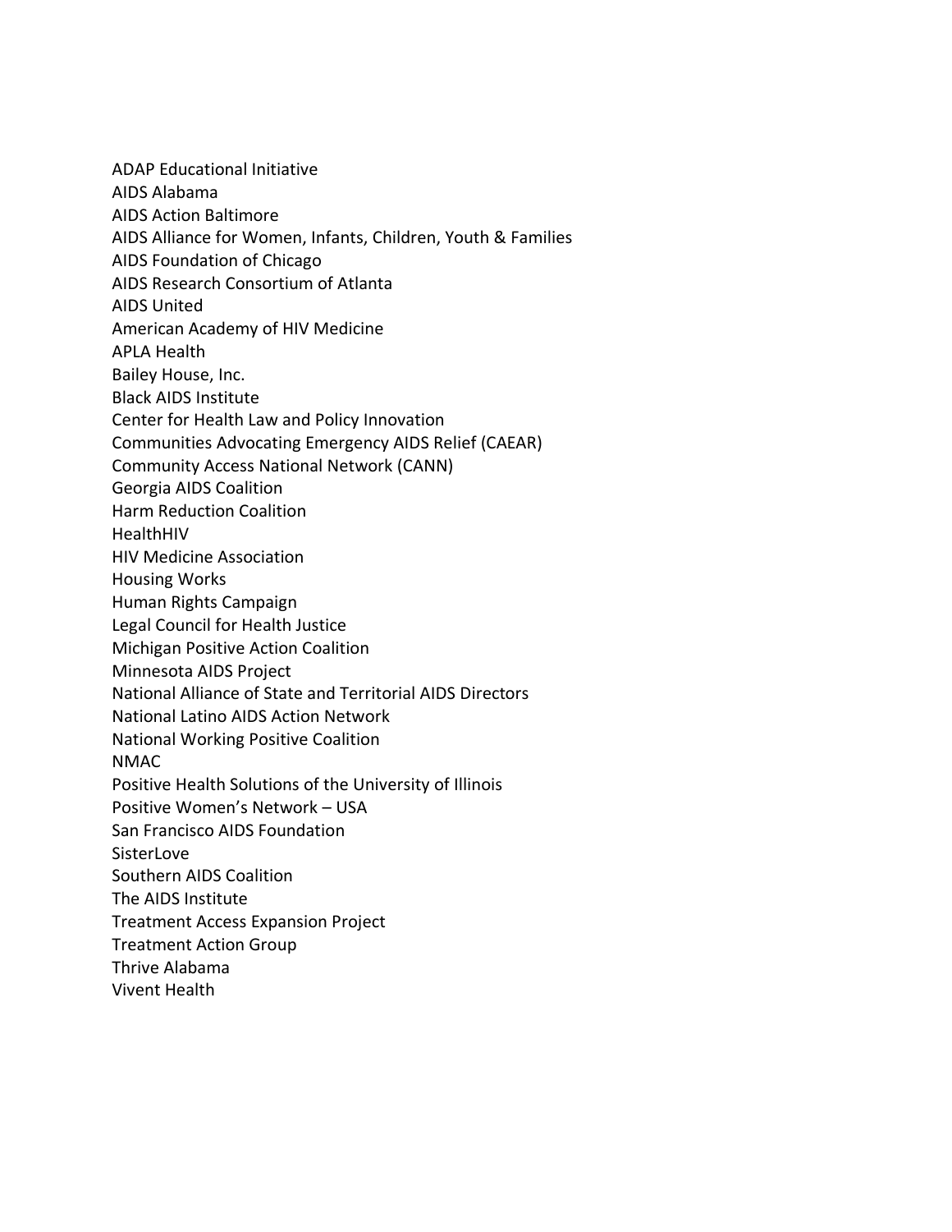ADAP Educational Initiative
AIDS Alabama
AIDS Action Baltimore
AIDS Alliance for Women, Infants, Children, Youth & Families
AIDS Foundation of Chicago
AIDS Research Consortium of Atlanta
AIDS United
American Academy of HIV Medicine
APLA Health
Bailey House, Inc.
Black AIDS Institute
Center for Health Law and Policy Innovation
Communities Advocating Emergency AIDS Relief (CAEAR)
Community Access National Network (CANN)
Georgia AIDS Coalition
Harm Reduction Coalition
HealthHIV
HIV Medicine Association
Housing Works
Human Rights Campaign
Legal Council for Health Justice
Michigan Positive Action Coalition
Minnesota AIDS Project
National Alliance of State and Territorial AIDS Directors
National Latino AIDS Action Network
National Working Positive Coalition
NMAC
Positive Health Solutions of the University of Illinois
Positive Women's Network – USA
San Francisco AIDS Foundation
SisterLove
Southern AIDS Coalition
The AIDS Institute
Treatment Access Expansion Project
Treatment Action Group
Thrive Alabama
Vivent Health